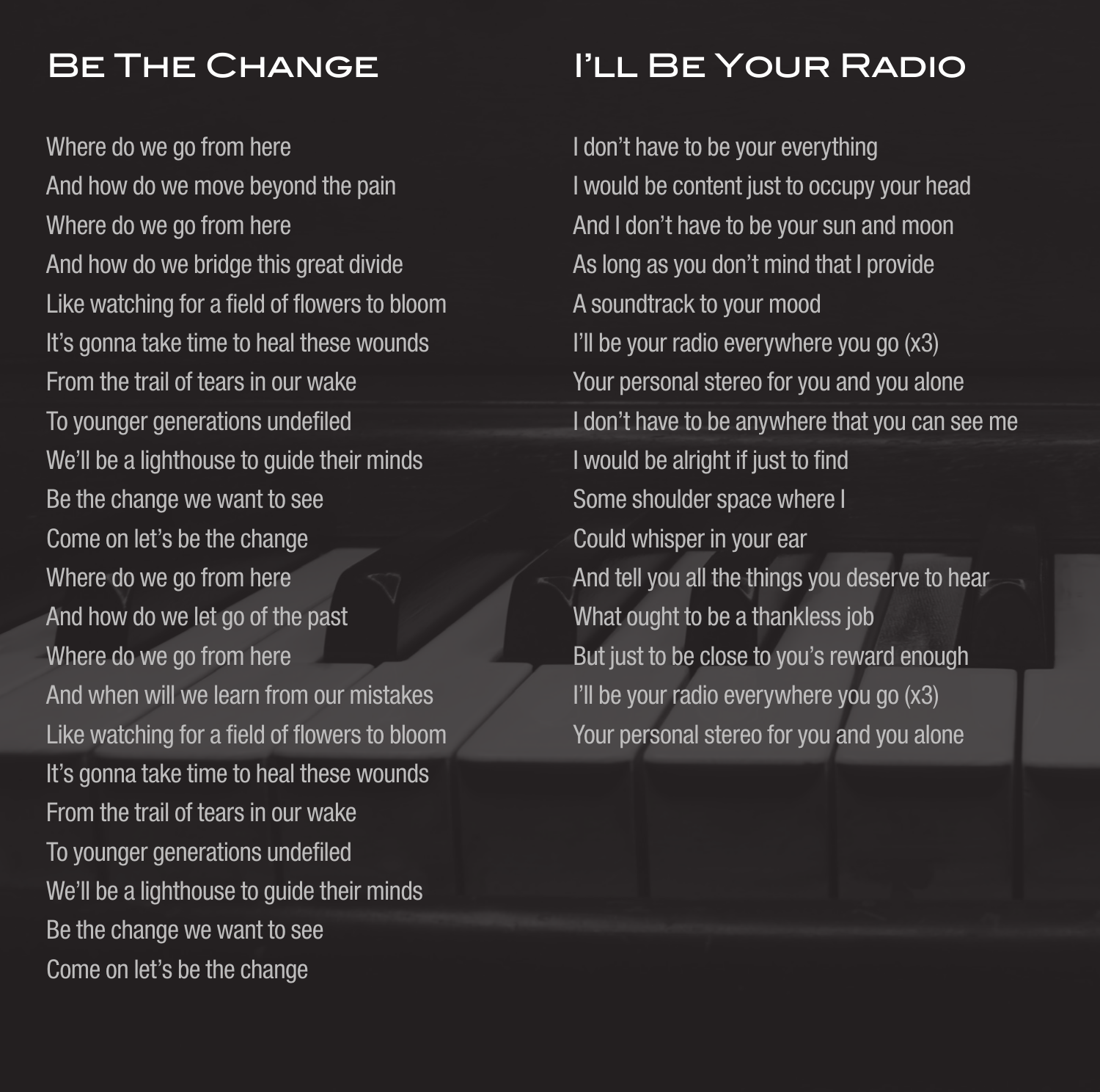## Be The Change

Where do we go from here
And how do we move beyond the pain
Where do we go from here
And how do we bridge this great divide
Like watching for a field of flowers to bloom
It's gonna take time to heal these wounds
From the trail of tears in our wake
To younger generations undefiled
We'll be a lighthouse to guide their minds
Be the change we want to see
Come on let's be the change
Where do we go from here
And how do we let go of the past
Where do we go from here
And when will we learn from our mistakes
Like watching for a field of flowers to bloom
It's gonna take time to heal these wounds
From the trail of tears in our wake
To younger generations undefiled
We'll be a lighthouse to guide their minds
Be the change we want to see
Come on let's be the change

## I'll Be Your Radio

I don't have to be your everything
I would be content just to occupy your head
And I don't have to be your sun and moon
As long as you don't mind that I provide
A soundtrack to your mood
I'll be your radio everywhere you go (x3)
Your personal stereo for you and you alone
I don't have to be anywhere that you can see me
I would be alright if just to find
Some shoulder space where I
Could whisper in your ear
And tell you all the things you deserve to hear
What ought to be a thankless job
But just to be close to you's reward enough
I'll be your radio everywhere you go (x3)
Your personal stereo for you and you alone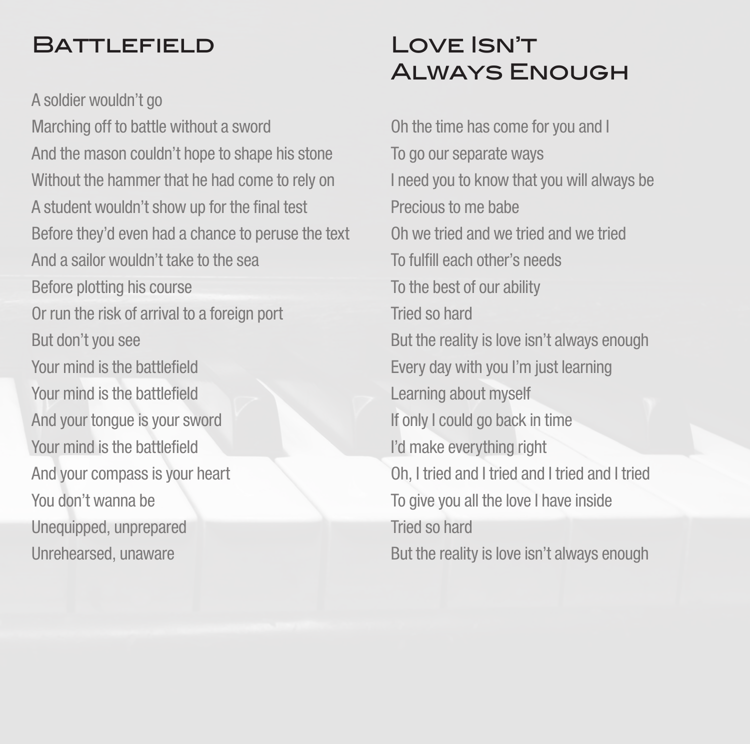## Battlefield

A soldier wouldn't go
Marching off to battle without a sword
And the mason couldn't hope to shape his stone
Without the hammer that he had come to rely on
A student wouldn't show up for the final test
Before they'd even had a chance to peruse the text
And a sailor wouldn't take to the sea
Before plotting his course
Or run the risk of arrival to a foreign port
But don't you see
Your mind is the battlefield
Your mind is the battlefield
And your tongue is your sword
Your mind is the battlefield
And your compass is your heart
You don't wanna be
Unequipped, unprepared
Unrehearsed, unaware

## Love Isn't Always Enough

Oh the time has come for you and I
To go our separate ways
I need you to know that you will always be
Precious to me babe
Oh we tried and we tried and we tried
To fulfill each other's needs
To the best of our ability
Tried so hard
But the reality is love isn't always enough
Every day with you I'm just learning
Learning about myself
If only I could go back in time
I'd make everything right
Oh, I tried and I tried and I tried and I tried
To give you all the love I have inside
Tried so hard
But the reality is love isn't always enough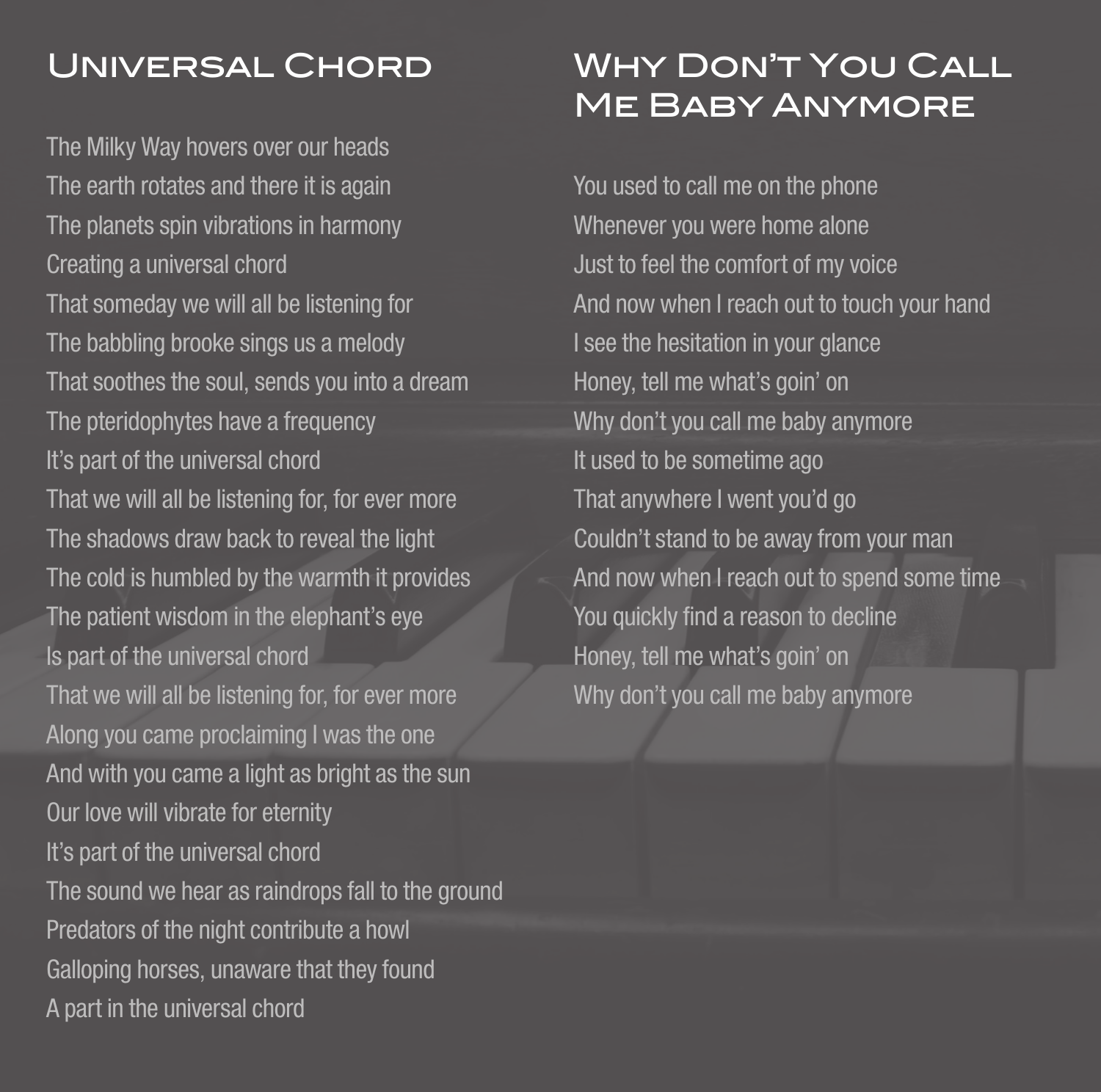## Universal Chord

The Milky Way hovers over our heads
The earth rotates and there it is again
The planets spin vibrations in harmony
Creating a universal chord
That someday we will all be listening for
The babbling brooke sings us a melody
That soothes the soul, sends you into a dream
The pteridophytes have a frequency
It's part of the universal chord
That we will all be listening for, for ever more
The shadows draw back to reveal the light
The cold is humbled by the warmth it provides
The patient wisdom in the elephant's eye
Is part of the universal chord
That we will all be listening for, for ever more
Along you came proclaiming I was the one
And with you came a light as bright as the sun
Our love will vibrate for eternity
It's part of the universal chord
The sound we hear as raindrops fall to the ground
Predators of the night contribute a howl
Galloping horses, unaware that they found
A part in the universal chord

## Why Don't You Call Me Baby Anymore

You used to call me on the phone
Whenever you were home alone
Just to feel the comfort of my voice
And now when I reach out to touch your hand
I see the hesitation in your glance
Honey, tell me what's goin' on
Why don't you call me baby anymore
It used to be sometime ago
That anywhere I went you'd go
Couldn't stand to be away from your man
And now when I reach out to spend some time
You quickly find a reason to decline
Honey, tell me what's goin' on
Why don't you call me baby anymore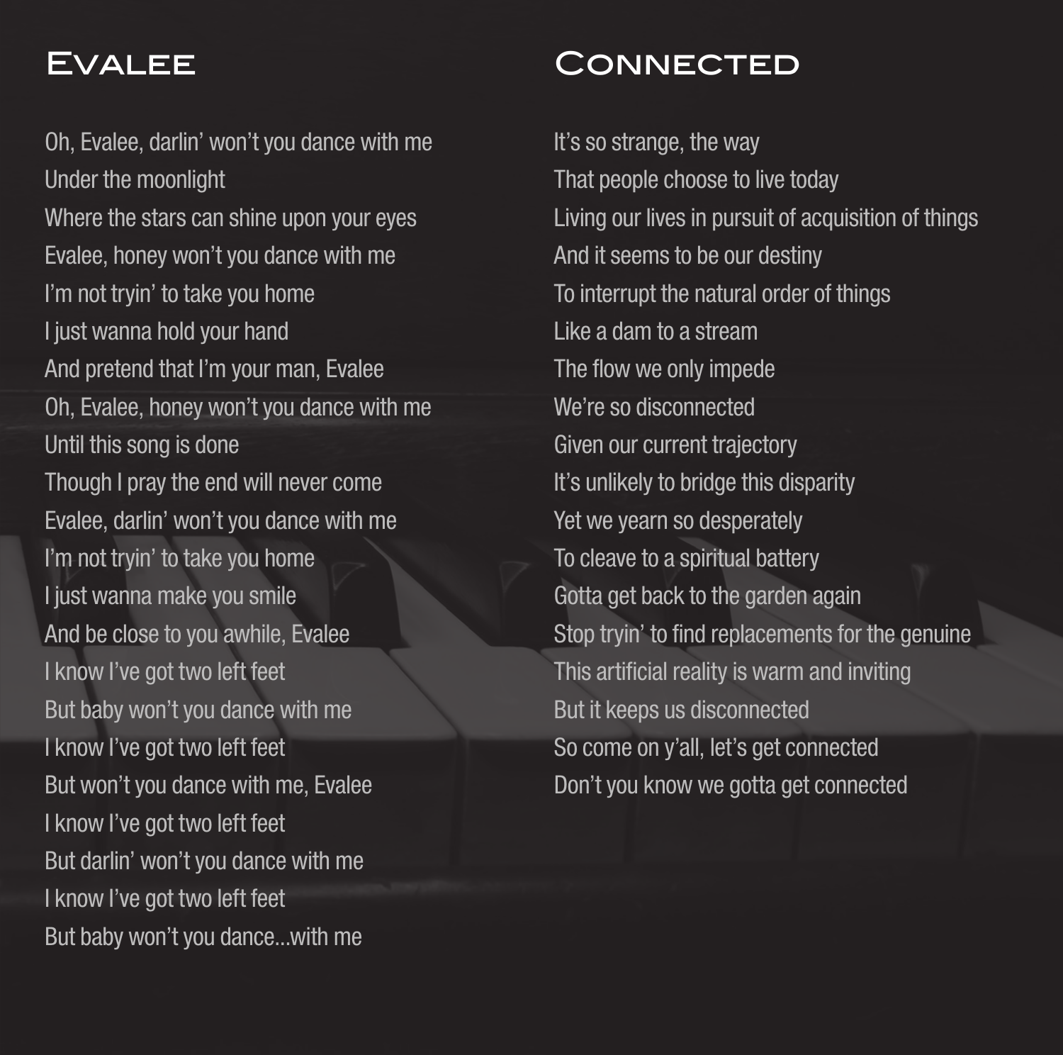## Evalee

Oh, Evalee, darlin' won't you dance with me
Under the moonlight
Where the stars can shine upon your eyes
Evalee, honey won't you dance with me
I'm not tryin' to take you home
I just wanna hold your hand
And pretend that I'm your man, Evalee
Oh, Evalee, honey won't you dance with me
Until this song is done
Though I pray the end will never come
Evalee, darlin' won't you dance with me
I'm not tryin' to take you home
I just wanna make you smile
And be close to you awhile, Evalee
I know I've got two left feet
But baby won't you dance with me
I know I've got two left feet
But won't you dance with me, Evalee
I know I've got two left feet
But darlin' won't you dance with me
I know I've got two left feet
But baby won't you dance...with me

## Connected

It's so strange, the way
That people choose to live today
Living our lives in pursuit of acquisition of things
And it seems to be our destiny
To interrupt the natural order of things
Like a dam to a stream
The flow we only impede
We're so disconnected
Given our current trajectory
It's unlikely to bridge this disparity
Yet we yearn so desperately
To cleave to a spiritual battery
Gotta get back to the garden again
Stop tryin' to find replacements for the genuine
This artificial reality is warm and inviting
But it keeps us disconnected
So come on y'all, let's get connected
Don't you know we gotta get connected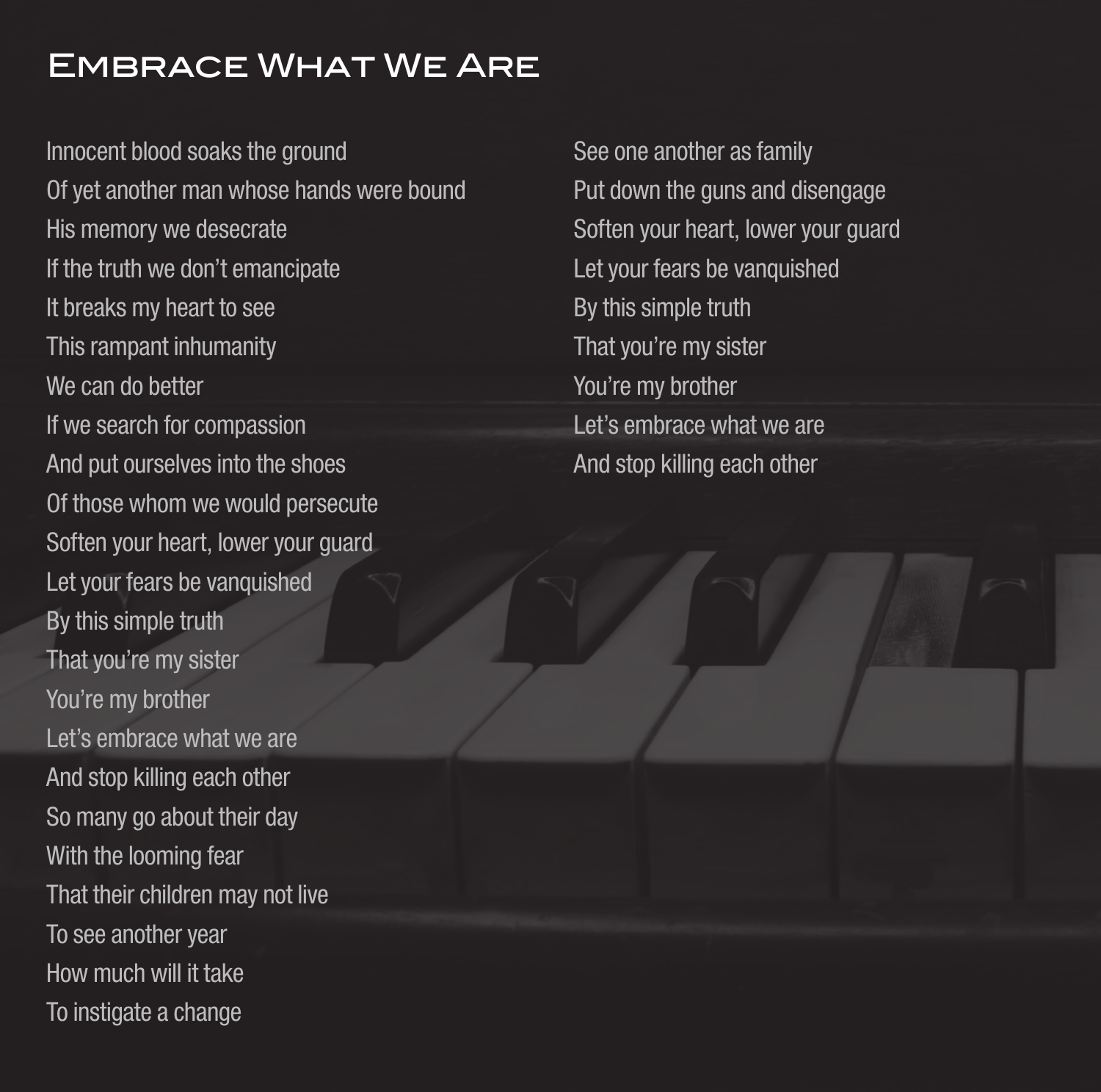# Embrace What We Are

Innocent blood soaks the ground
Of yet another man whose hands were bound
His memory we desecrate
If the truth we don't emancipate
It breaks my heart to see
This rampant inhumanity
We can do better
If we search for compassion
And put ourselves into the shoes
Of those whom we would persecute
Soften your heart, lower your guard
Let your fears be vanquished
By this simple truth
That you're my sister
You're my brother
Let's embrace what we are
And stop killing each other
So many go about their day
With the looming fear
That their children may not live
To see another year
How much will it take
To instigate a change
See one another as family
Put down the guns and disengage
Soften your heart, lower your guard
Let your fears be vanquished
By this simple truth
That you're my sister
You're my brother
Let's embrace what we are
And stop killing each other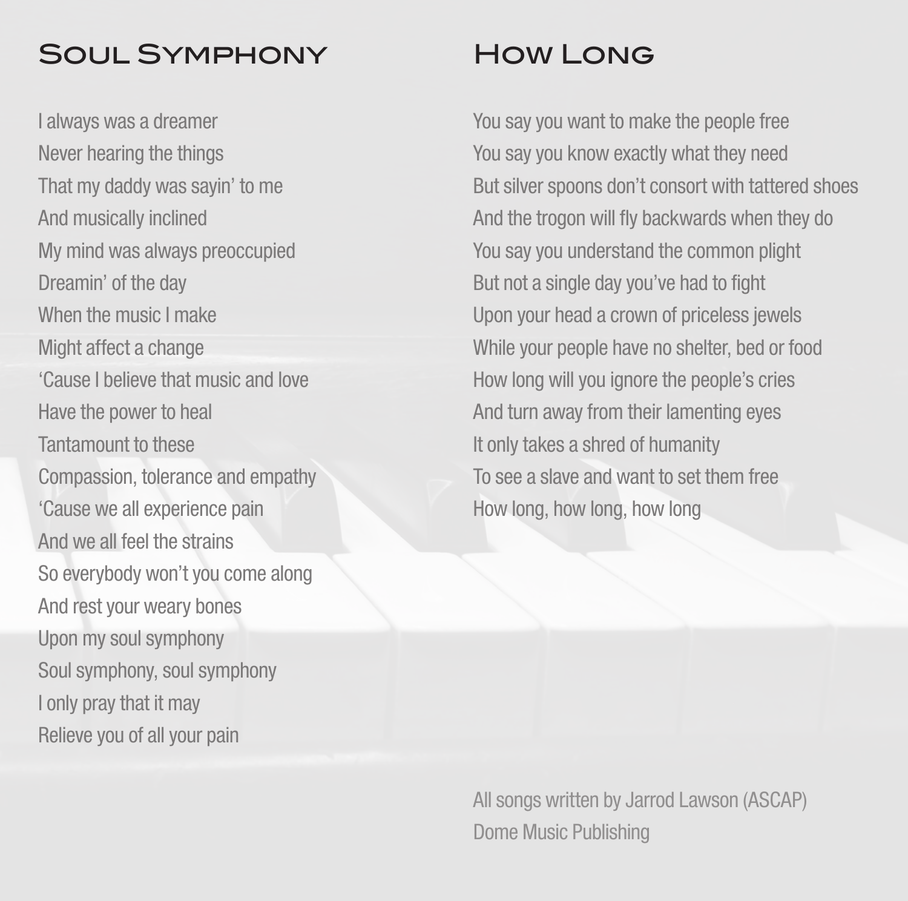## Soul Symphony

I always was a dreamer
Never hearing the things
That my daddy was sayin' to me
And musically inclined
My mind was always preoccupied
Dreamin' of the day
When the music I make
Might affect a change
'Cause I believe that music and love
Have the power to heal
Tantamount to these
Compassion, tolerance and empathy
'Cause we all experience pain
And we all feel the strains
So everybody won't you come along
And rest your weary bones
Upon my soul symphony
Soul symphony, soul symphony
I only pray that it may
Relieve you of all your pain

## How Long

You say you want to make the people free
You say you know exactly what they need
But silver spoons don't consort with tattered shoes
And the trogon will fly backwards when they do
You say you understand the common plight
But not a single day you've had to fight
Upon your head a crown of priceless jewels
While your people have no shelter, bed or food
How long will you ignore the people's cries
And turn away from their lamenting eyes
It only takes a shred of humanity
To see a slave and want to set them free
How long, how long, how long

All songs written by Jarrod Lawson (ASCAP)
Dome Music Publishing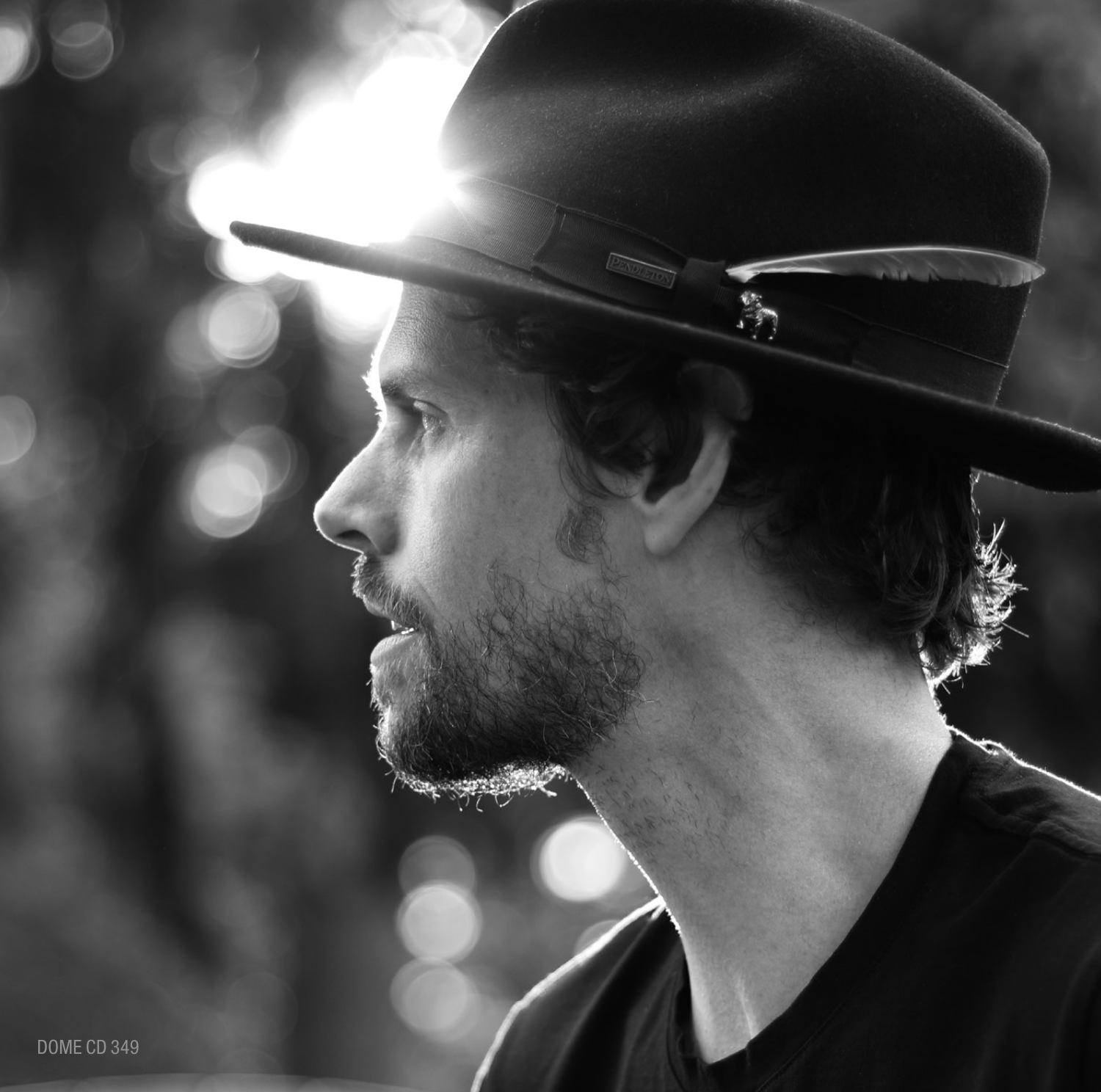DOME CD 349